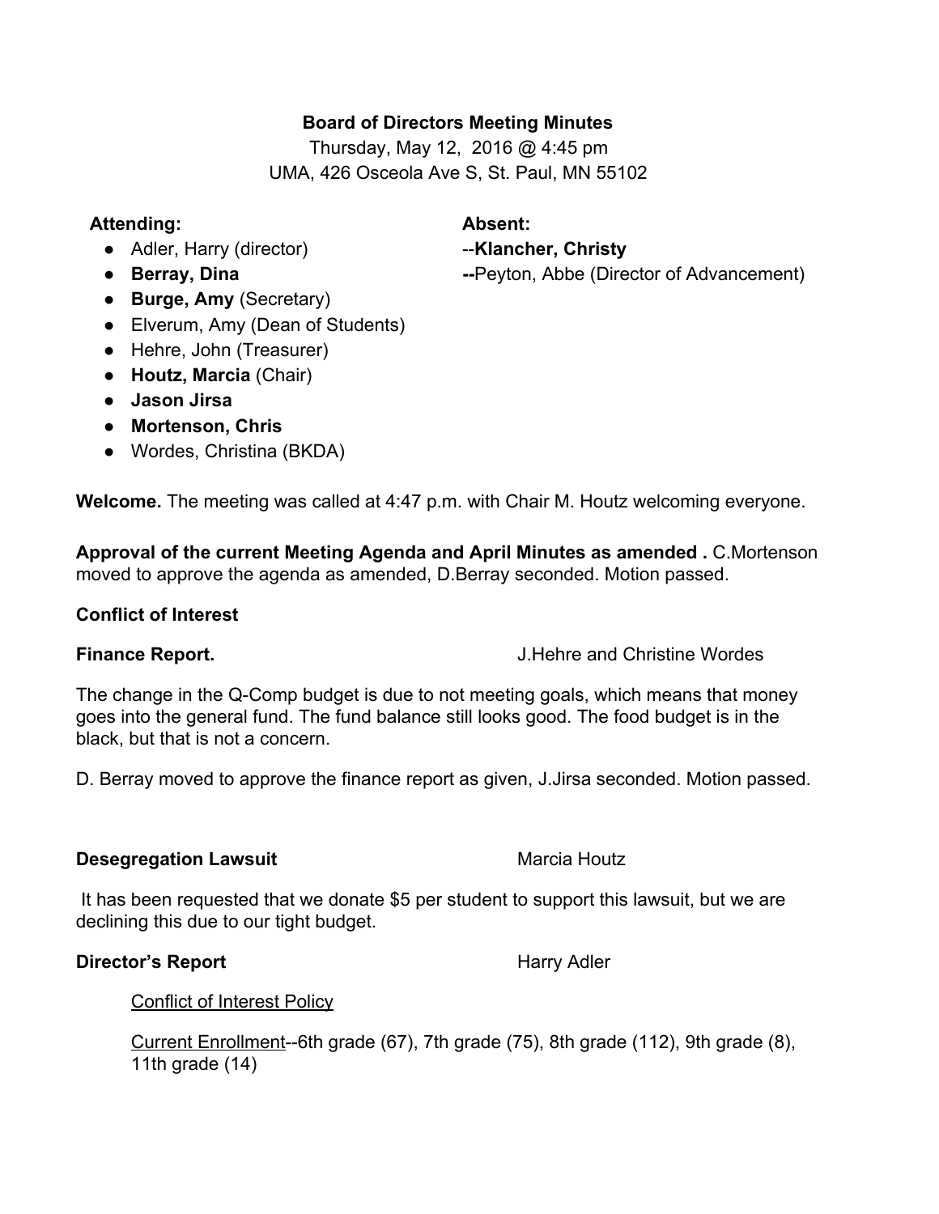**Board of Directors Meeting Minutes**

Thursday, May 12, 2016 @ 4:45 pm

UMA, 426 Osceola Ave S, St. Paul, MN 55102

**Attending:**

- Adler, Harry (director)
- **Berray, Dina**
- **Burge, Amy** (Secretary)
- Elverum, Amy (Dean of Students)
- Hehre, John (Treasurer)
- **Houtz, Marcia** (Chair)
- **Jason Jirsa**
- **Mortenson, Chris**
- Wordes, Christina (BKDA)

**Absent:**

--**Klancher, Christy**

**--**Peyton, Abbe (Director of Advancement)

**Welcome.** The meeting was called at 4:47 p.m. with Chair M. Houtz welcoming everyone.

**Approval of the current Meeting Agenda and April Minutes as amended .** C.Mortenson moved to approve the agenda as amended, D.Berray seconded. Motion passed.

**Conflict of Interest**

**Finance Report.** J.Hehre and Christine Wordes

The change in the Q-Comp budget is due to not meeting goals, which means that money goes into the general fund. The fund balance still looks good. The food budget is in the black, but that is not a concern.

D. Berray moved to approve the finance report as given, J.Jirsa seconded. Motion passed.

**Desegregation Lawsuit** Marcia Houtz

It has been requested that we donate $5 per student to support this lawsuit, but we are declining this due to our tight budget.

**Director's Report** Harry Adler

Conflict of Interest Policy

Current Enrollment--6th grade (67), 7th grade (75), 8th grade (112), 9th grade (8), 11th grade (14)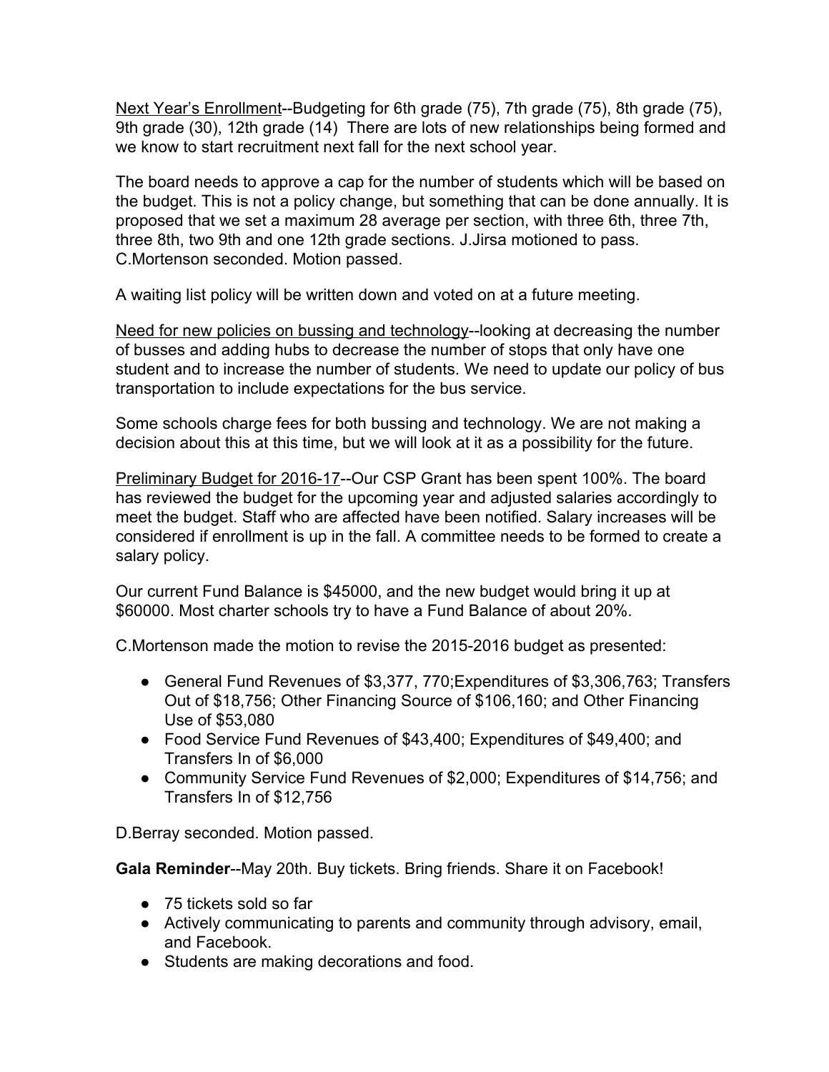Next Year's Enrollment--Budgeting for 6th grade (75), 7th grade (75), 8th grade (75), 9th grade (30), 12th grade (14) There are lots of new relationships being formed and we know to start recruitment next fall for the next school year.

The board needs to approve a cap for the number of students which will be based on the budget. This is not a policy change, but something that can be done annually. It is proposed that we set a maximum 28 average per section, with three 6th, three 7th, three 8th, two 9th and one 12th grade sections. J.Jirsa motioned to pass. C.Mortenson seconded. Motion passed.

A waiting list policy will be written down and voted on at a future meeting.

Need for new policies on bussing and technology--looking at decreasing the number of busses and adding hubs to decrease the number of stops that only have one student and to increase the number of students. We need to update our policy of bus transportation to include expectations for the bus service.

Some schools charge fees for both bussing and technology. We are not making a decision about this at this time, but we will look at it as a possibility for the future.

Preliminary Budget for 2016-17--Our CSP Grant has been spent 100%. The board has reviewed the budget for the upcoming year and adjusted salaries accordingly to meet the budget. Staff who are affected have been notified. Salary increases will be considered if enrollment is up in the fall. A committee needs to be formed to create a salary policy.

Our current Fund Balance is $45000, and the new budget would bring it up at $60000. Most charter schools try to have a Fund Balance of about 20%.

C.Mortenson made the motion to revise the 2015-2016 budget as presented:

- General Fund Revenues of $3,377, 770;Expenditures of $3,306,763; Transfers Out of $18,756; Other Financing Source of $106,160; and Other Financing Use of $53,080
- Food Service Fund Revenues of $43,400; Expenditures of $49,400; and Transfers In of $6,000
- Community Service Fund Revenues of $2,000; Expenditures of $14,756; and Transfers In of $12,756

D.Berray seconded. Motion passed.

**Gala Reminder**--May 20th. Buy tickets. Bring friends. Share it on Facebook!

- 75 tickets sold so far
- Actively communicating to parents and community through advisory, email, and Facebook.
- Students are making decorations and food.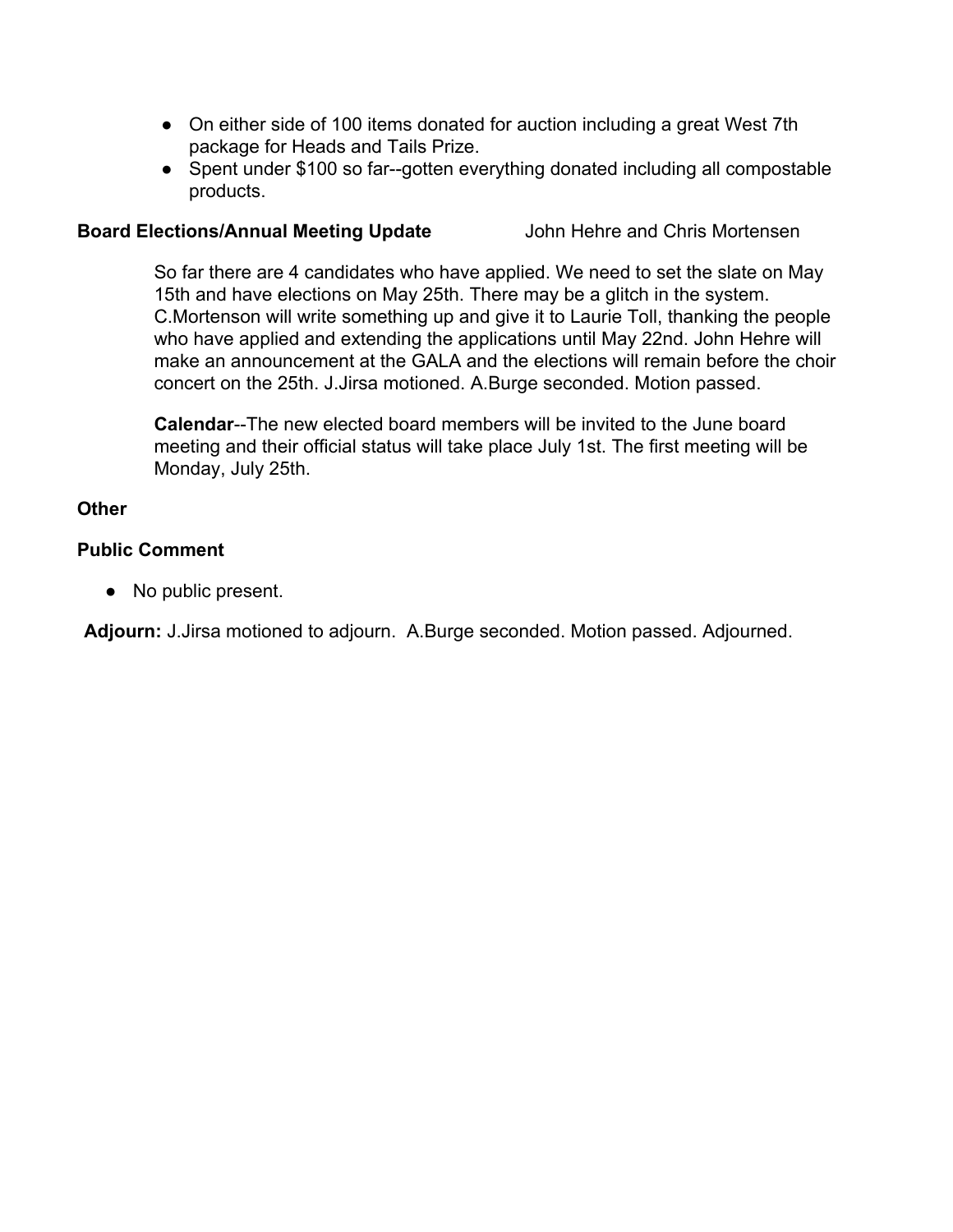- On either side of 100 items donated for auction including a great West 7th package for Heads and Tails Prize.
- Spent under $100 so far--gotten everything donated including all compostable products.

**Board Elections/Annual Meeting Update** John Hehre and Chris Mortensen

So far there are 4 candidates who have applied. We need to set the slate on May 15th and have elections on May 25th. There may be a glitch in the system. C.Mortenson will write something up and give it to Laurie Toll, thanking the people who have applied and extending the applications until May 22nd. John Hehre will make an announcement at the GALA and the elections will remain before the choir concert on the 25th. J.Jirsa motioned. A.Burge seconded. Motion passed.

**Calendar**--The new elected board members will be invited to the June board meeting and their official status will take place July 1st. The first meeting will be Monday, July 25th.

**Other**

**Public Comment**

- No public present.

**Adjourn:** J.Jirsa motioned to adjourn. A.Burge seconded. Motion passed. Adjourned.